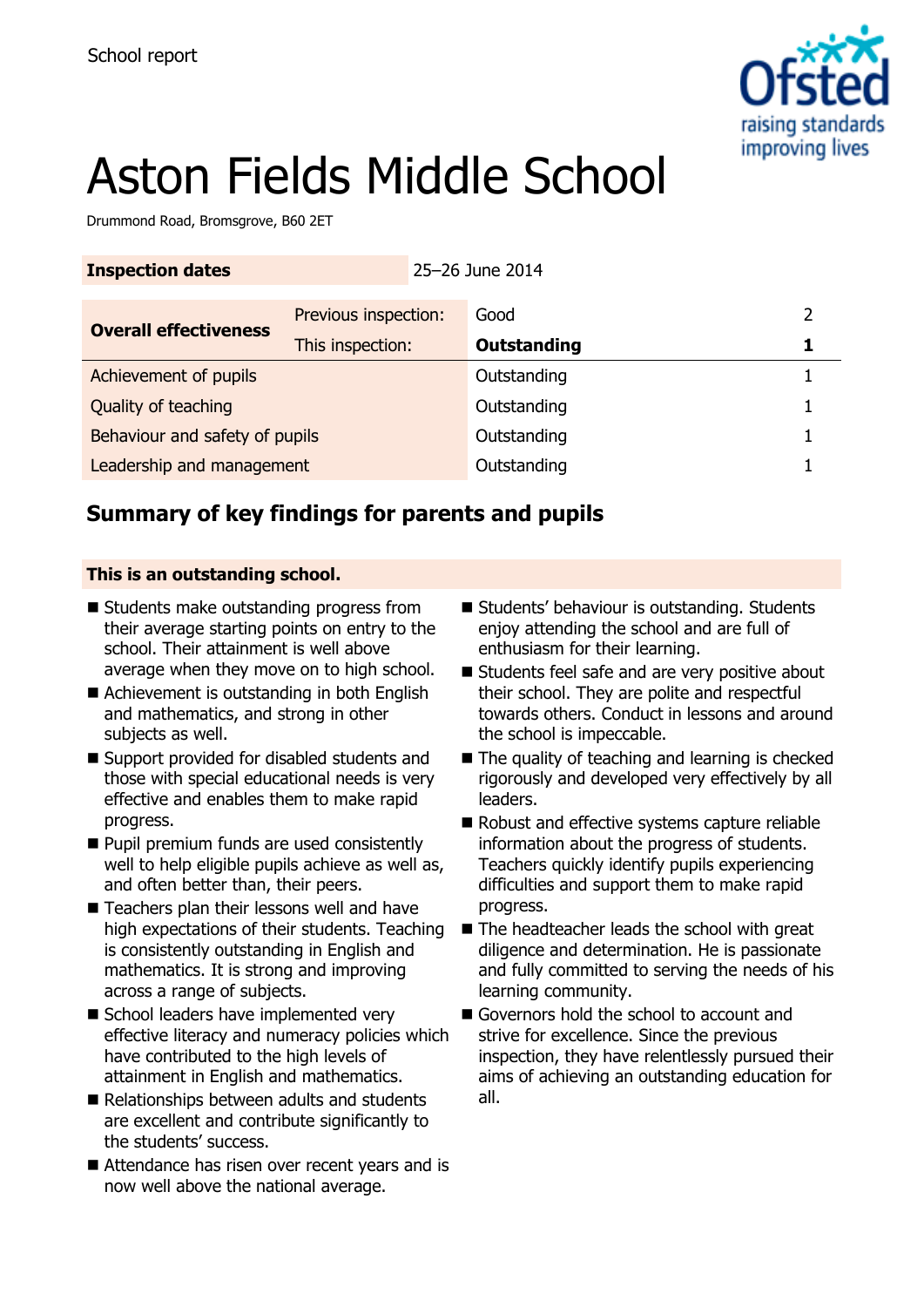School report

# Aston Fields Middle School

Drummond Road, Bromsgrove, B60 2ET

| **Inspection dates** | | 25–26 June 2014 | |
|---|---|---|---|
| **Overall effectiveness** | Previous inspection: | Good | 2 |
| | This inspection: | **Outstanding** | **1** |
| Achievement of pupils | | Outstanding | 1 |
| Quality of teaching | | Outstanding | 1 |
| Behaviour and safety of pupils | | Outstanding | 1 |
| Leadership and management | | Outstanding | 1 |

## Summary of key findings for parents and pupils

**This is an outstanding school.**

- Students make outstanding progress from their average starting points on entry to the school. Their attainment is well above average when they move on to high school.
- Achievement is outstanding in both English and mathematics, and strong in other subjects as well.
- Support provided for disabled students and those with special educational needs is very effective and enables them to make rapid progress.
- Pupil premium funds are used consistently well to help eligible pupils achieve as well as, and often better than, their peers.
- Teachers plan their lessons well and have high expectations of their students. Teaching is consistently outstanding in English and mathematics. It is strong and improving across a range of subjects.
- School leaders have implemented very effective literacy and numeracy policies which have contributed to the high levels of attainment in English and mathematics.
- Relationships between adults and students are excellent and contribute significantly to the students' success.
- Attendance has risen over recent years and is now well above the national average.
- Students' behaviour is outstanding. Students enjoy attending the school and are full of enthusiasm for their learning.
- Students feel safe and are very positive about their school. They are polite and respectful towards others. Conduct in lessons and around the school is impeccable.
- The quality of teaching and learning is checked rigorously and developed very effectively by all leaders.
- Robust and effective systems capture reliable information about the progress of students. Teachers quickly identify pupils experiencing difficulties and support them to make rapid progress.
- The headteacher leads the school with great diligence and determination. He is passionate and fully committed to serving the needs of his learning community.
- Governors hold the school to account and strive for excellence. Since the previous inspection, they have relentlessly pursued their aims of achieving an outstanding education for all.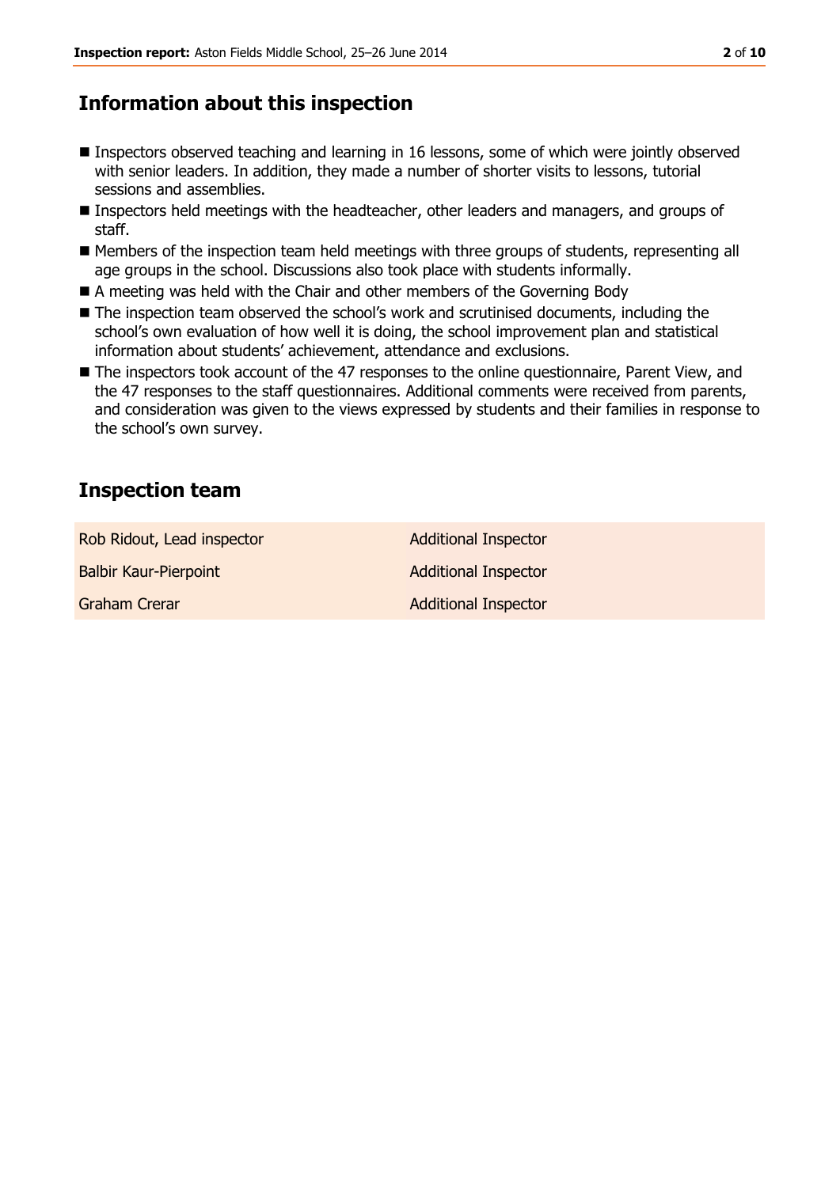## Information about this inspection

- Inspectors observed teaching and learning in 16 lessons, some of which were jointly observed with senior leaders. In addition, they made a number of shorter visits to lessons, tutorial sessions and assemblies.
- Inspectors held meetings with the headteacher, other leaders and managers, and groups of staff.
- Members of the inspection team held meetings with three groups of students, representing all age groups in the school. Discussions also took place with students informally.
- A meeting was held with the Chair and other members of the Governing Body
- The inspection team observed the school's work and scrutinised documents, including the school's own evaluation of how well it is doing, the school improvement plan and statistical information about students' achievement, attendance and exclusions.
- The inspectors took account of the 47 responses to the online questionnaire, Parent View, and the 47 responses to the staff questionnaires. Additional comments were received from parents, and consideration was given to the views expressed by students and their families in response to the school's own survey.

## Inspection team

| | |
|---|---|
| Rob Ridout, Lead inspector | Additional Inspector |
| Balbir Kaur-Pierpoint | Additional Inspector |
| Graham Crerar | Additional Inspector |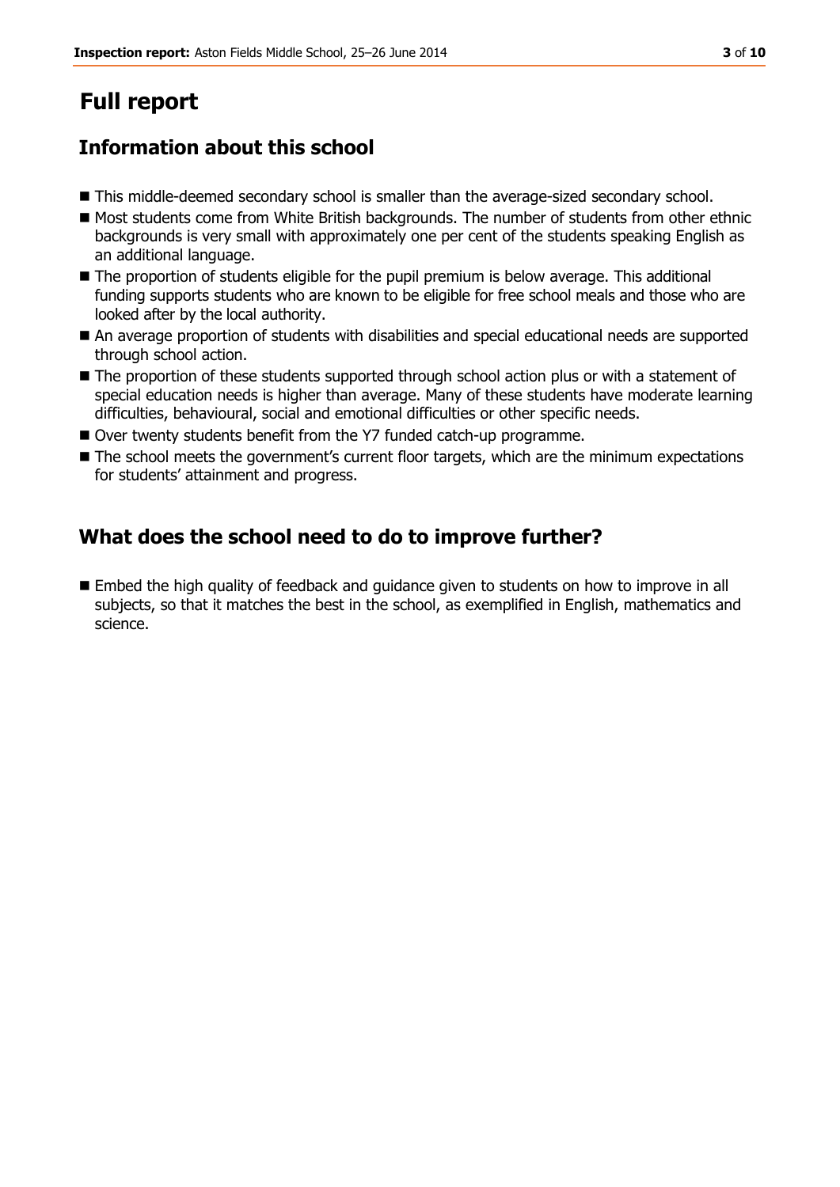# Full report

## Information about this school

- This middle-deemed secondary school is smaller than the average-sized secondary school.
- Most students come from White British backgrounds. The number of students from other ethnic backgrounds is very small with approximately one per cent of the students speaking English as an additional language.
- The proportion of students eligible for the pupil premium is below average. This additional funding supports students who are known to be eligible for free school meals and those who are looked after by the local authority.
- An average proportion of students with disabilities and special educational needs are supported through school action.
- The proportion of these students supported through school action plus or with a statement of special education needs is higher than average. Many of these students have moderate learning difficulties, behavioural, social and emotional difficulties or other specific needs.
- Over twenty students benefit from the Y7 funded catch-up programme.
- The school meets the government's current floor targets, which are the minimum expectations for students' attainment and progress.

## What does the school need to do to improve further?

- Embed the high quality of feedback and guidance given to students on how to improve in all subjects, so that it matches the best in the school, as exemplified in English, mathematics and science.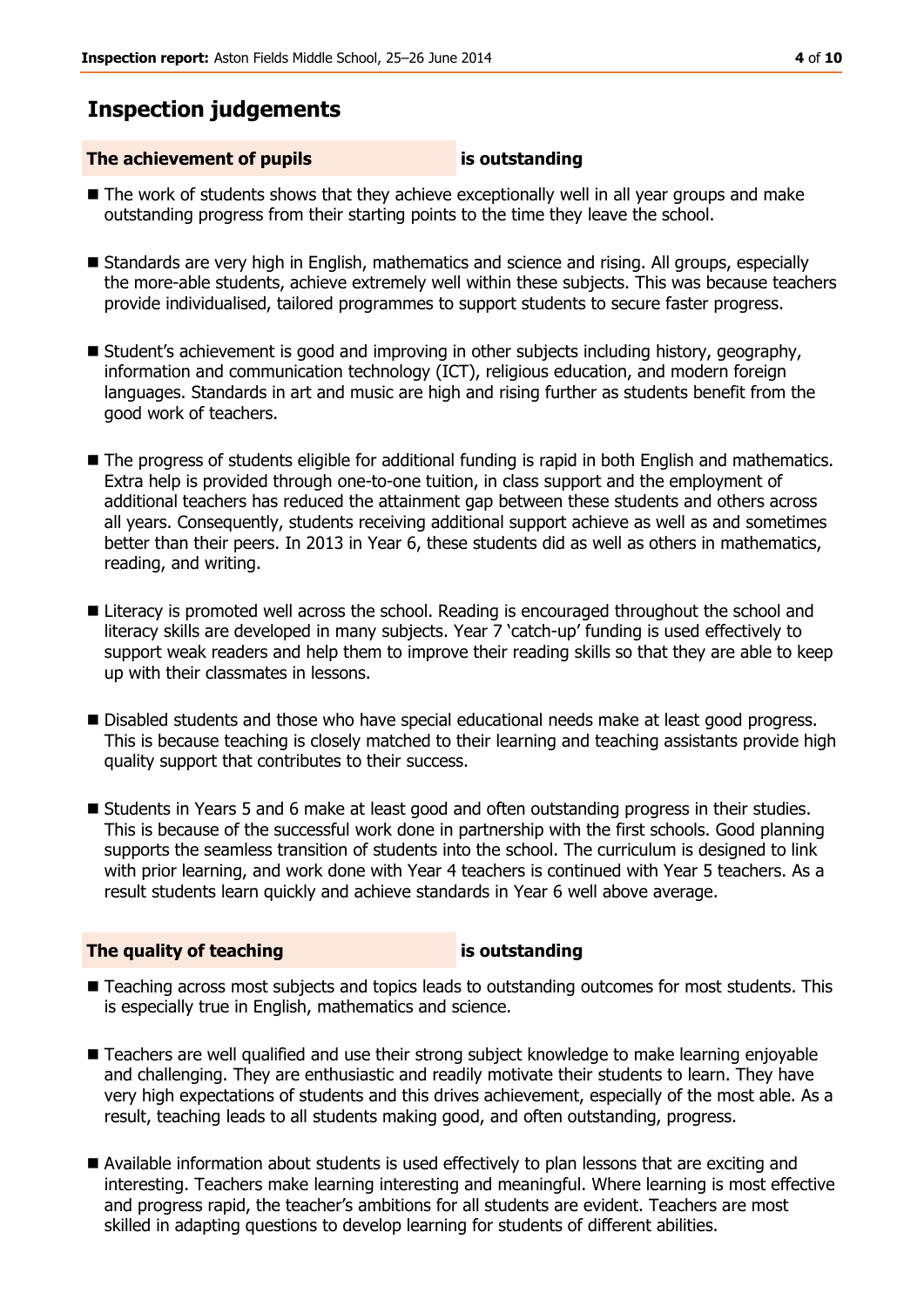## Inspection judgements

**The achievement of pupils** **is outstanding**

- The work of students shows that they achieve exceptionally well in all year groups and make outstanding progress from their starting points to the time they leave the school.
- Standards are very high in English, mathematics and science and rising. All groups, especially the more-able students, achieve extremely well within these subjects. This was because teachers provide individualised, tailored programmes to support students to secure faster progress.
- Student's achievement is good and improving in other subjects including history, geography, information and communication technology (ICT), religious education, and modern foreign languages. Standards in art and music are high and rising further as students benefit from the good work of teachers.
- The progress of students eligible for additional funding is rapid in both English and mathematics. Extra help is provided through one-to-one tuition, in class support and the employment of additional teachers has reduced the attainment gap between these students and others across all years. Consequently, students receiving additional support achieve as well as and sometimes better than their peers. In 2013 in Year 6, these students did as well as others in mathematics, reading, and writing.
- Literacy is promoted well across the school. Reading is encouraged throughout the school and literacy skills are developed in many subjects. Year 7 'catch-up' funding is used effectively to support weak readers and help them to improve their reading skills so that they are able to keep up with their classmates in lessons.
- Disabled students and those who have special educational needs make at least good progress. This is because teaching is closely matched to their learning and teaching assistants provide high quality support that contributes to their success.
- Students in Years 5 and 6 make at least good and often outstanding progress in their studies. This is because of the successful work done in partnership with the first schools. Good planning supports the seamless transition of students into the school. The curriculum is designed to link with prior learning, and work done with Year 4 teachers is continued with Year 5 teachers. As a result students learn quickly and achieve standards in Year 6 well above average.

**The quality of teaching** **is outstanding**

- Teaching across most subjects and topics leads to outstanding outcomes for most students. This is especially true in English, mathematics and science.
- Teachers are well qualified and use their strong subject knowledge to make learning enjoyable and challenging. They are enthusiastic and readily motivate their students to learn. They have very high expectations of students and this drives achievement, especially of the most able. As a result, teaching leads to all students making good, and often outstanding, progress.
- Available information about students is used effectively to plan lessons that are exciting and interesting. Teachers make learning interesting and meaningful. Where learning is most effective and progress rapid, the teacher's ambitions for all students are evident. Teachers are most skilled in adapting questions to develop learning for students of different abilities.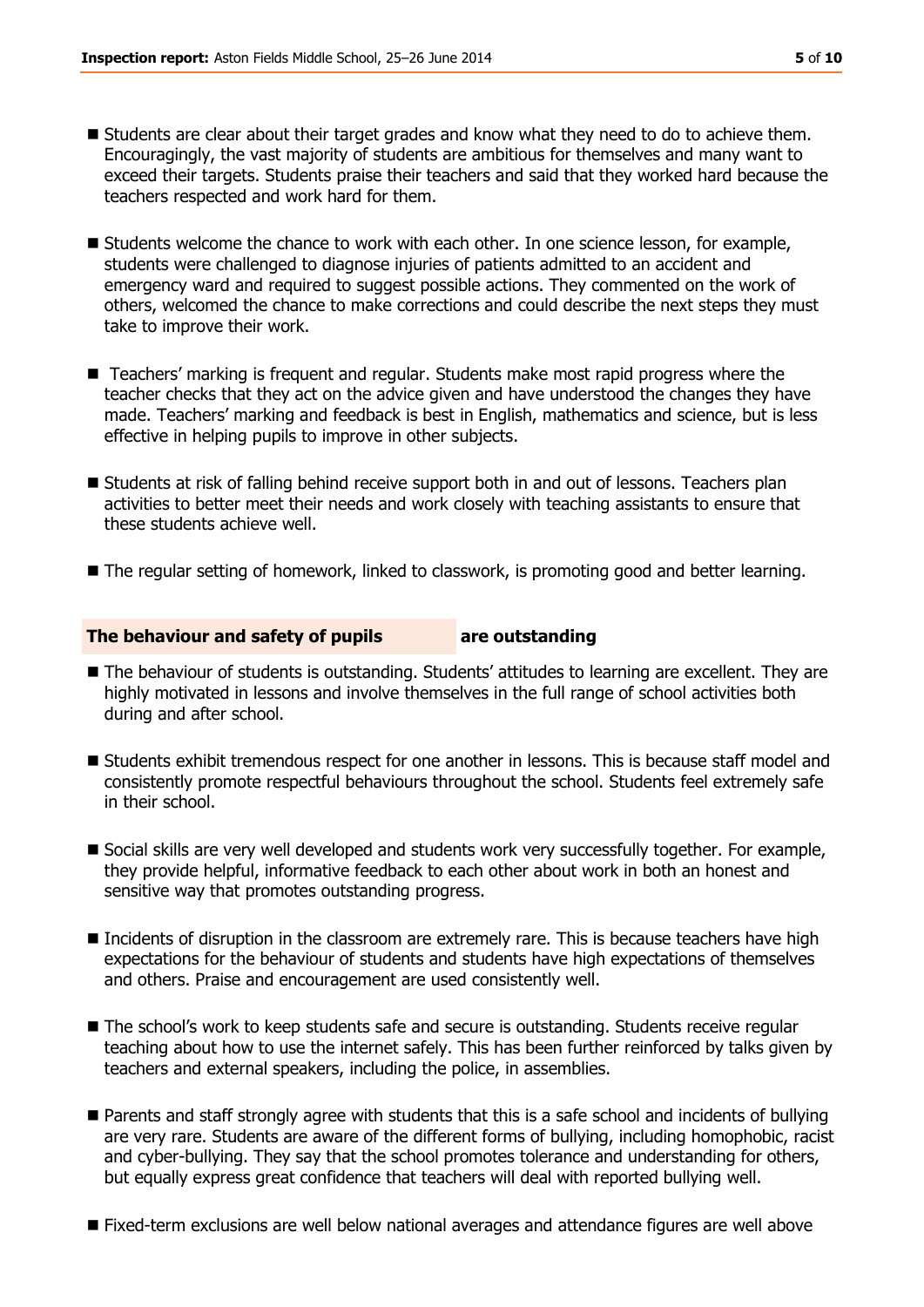- Students are clear about their target grades and know what they need to do to achieve them. Encouragingly, the vast majority of students are ambitious for themselves and many want to exceed their targets. Students praise their teachers and said that they worked hard because the teachers respected and work hard for them.

- Students welcome the chance to work with each other. In one science lesson, for example, students were challenged to diagnose injuries of patients admitted to an accident and emergency ward and required to suggest possible actions. They commented on the work of others, welcomed the chance to make corrections and could describe the next steps they must take to improve their work.

- Teachers' marking is frequent and regular. Students make most rapid progress where the teacher checks that they act on the advice given and have understood the changes they have made. Teachers' marking and feedback is best in English, mathematics and science, but is less effective in helping pupils to improve in other subjects.

- Students at risk of falling behind receive support both in and out of lessons. Teachers plan activities to better meet their needs and work closely with teaching assistants to ensure that these students achieve well.

- The regular setting of homework, linked to classwork, is promoting good and better learning.

### The behaviour and safety of pupils are outstanding

- The behaviour of students is outstanding. Students' attitudes to learning are excellent. They are highly motivated in lessons and involve themselves in the full range of school activities both during and after school.

- Students exhibit tremendous respect for one another in lessons. This is because staff model and consistently promote respectful behaviours throughout the school. Students feel extremely safe in their school.

- Social skills are very well developed and students work very successfully together. For example, they provide helpful, informative feedback to each other about work in both an honest and sensitive way that promotes outstanding progress.

- Incidents of disruption in the classroom are extremely rare. This is because teachers have high expectations for the behaviour of students and students have high expectations of themselves and others. Praise and encouragement are used consistently well.

- The school's work to keep students safe and secure is outstanding. Students receive regular teaching about how to use the internet safely. This has been further reinforced by talks given by teachers and external speakers, including the police, in assemblies.

- Parents and staff strongly agree with students that this is a safe school and incidents of bullying are very rare. Students are aware of the different forms of bullying, including homophobic, racist and cyber-bullying. They say that the school promotes tolerance and understanding for others, but equally express great confidence that teachers will deal with reported bullying well.

- Fixed-term exclusions are well below national averages and attendance figures are well above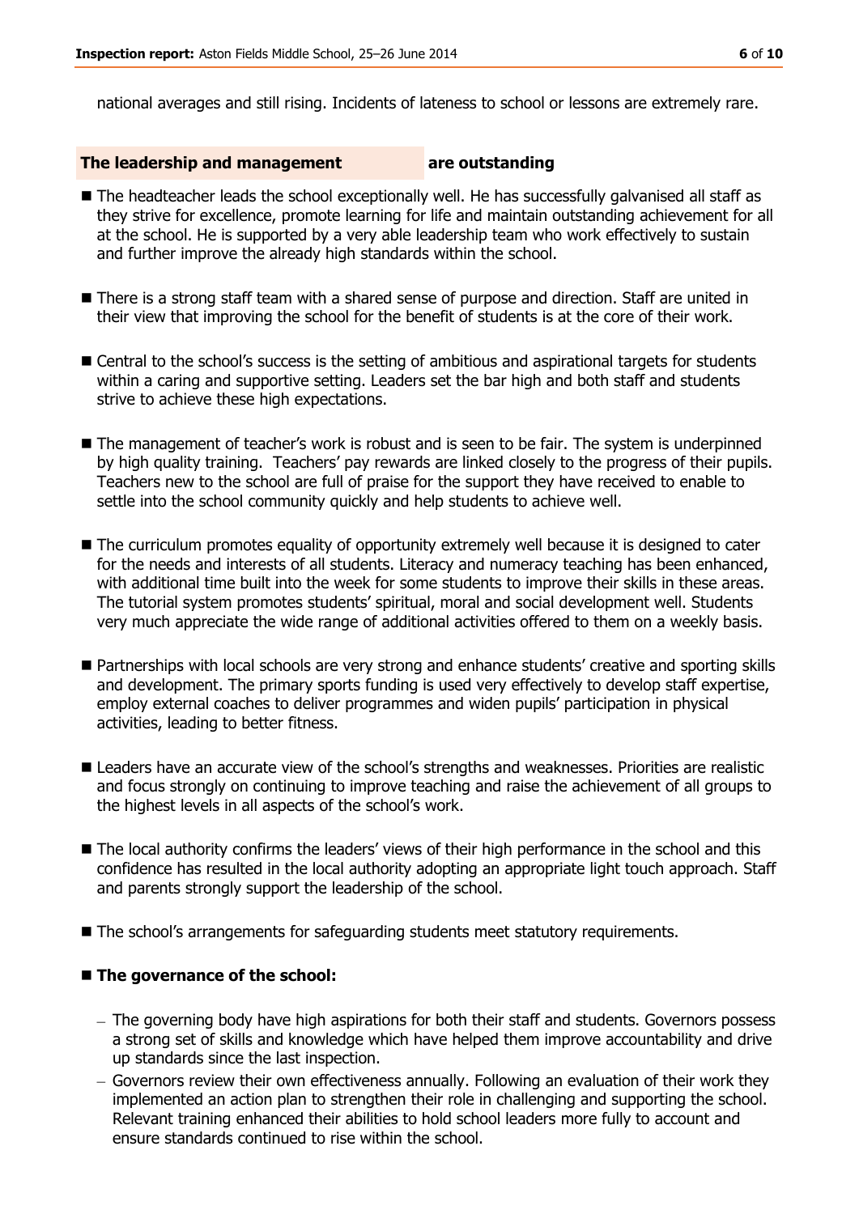national averages and still rising. Incidents of lateness to school or lessons are extremely rare.

## The leadership and management are outstanding

- The headteacher leads the school exceptionally well. He has successfully galvanised all staff as they strive for excellence, promote learning for life and maintain outstanding achievement for all at the school. He is supported by a very able leadership team who work effectively to sustain and further improve the already high standards within the school.
- There is a strong staff team with a shared sense of purpose and direction. Staff are united in their view that improving the school for the benefit of students is at the core of their work.
- Central to the school's success is the setting of ambitious and aspirational targets for students within a caring and supportive setting. Leaders set the bar high and both staff and students strive to achieve these high expectations.
- The management of teacher's work is robust and is seen to be fair. The system is underpinned by high quality training. Teachers' pay rewards are linked closely to the progress of their pupils. Teachers new to the school are full of praise for the support they have received to enable to settle into the school community quickly and help students to achieve well.
- The curriculum promotes equality of opportunity extremely well because it is designed to cater for the needs and interests of all students. Literacy and numeracy teaching has been enhanced, with additional time built into the week for some students to improve their skills in these areas. The tutorial system promotes students' spiritual, moral and social development well. Students very much appreciate the wide range of additional activities offered to them on a weekly basis.
- Partnerships with local schools are very strong and enhance students' creative and sporting skills and development. The primary sports funding is used very effectively to develop staff expertise, employ external coaches to deliver programmes and widen pupils' participation in physical activities, leading to better fitness.
- Leaders have an accurate view of the school's strengths and weaknesses. Priorities are realistic and focus strongly on continuing to improve teaching and raise the achievement of all groups to the highest levels in all aspects of the school's work.
- The local authority confirms the leaders' views of their high performance in the school and this confidence has resulted in the local authority adopting an appropriate light touch approach. Staff and parents strongly support the leadership of the school.
- The school's arrangements for safeguarding students meet statutory requirements.
- **The governance of the school:**
  - The governing body have high aspirations for both their staff and students. Governors possess a strong set of skills and knowledge which have helped them improve accountability and drive up standards since the last inspection.
  - Governors review their own effectiveness annually. Following an evaluation of their work they implemented an action plan to strengthen their role in challenging and supporting the school. Relevant training enhanced their abilities to hold school leaders more fully to account and ensure standards continued to rise within the school.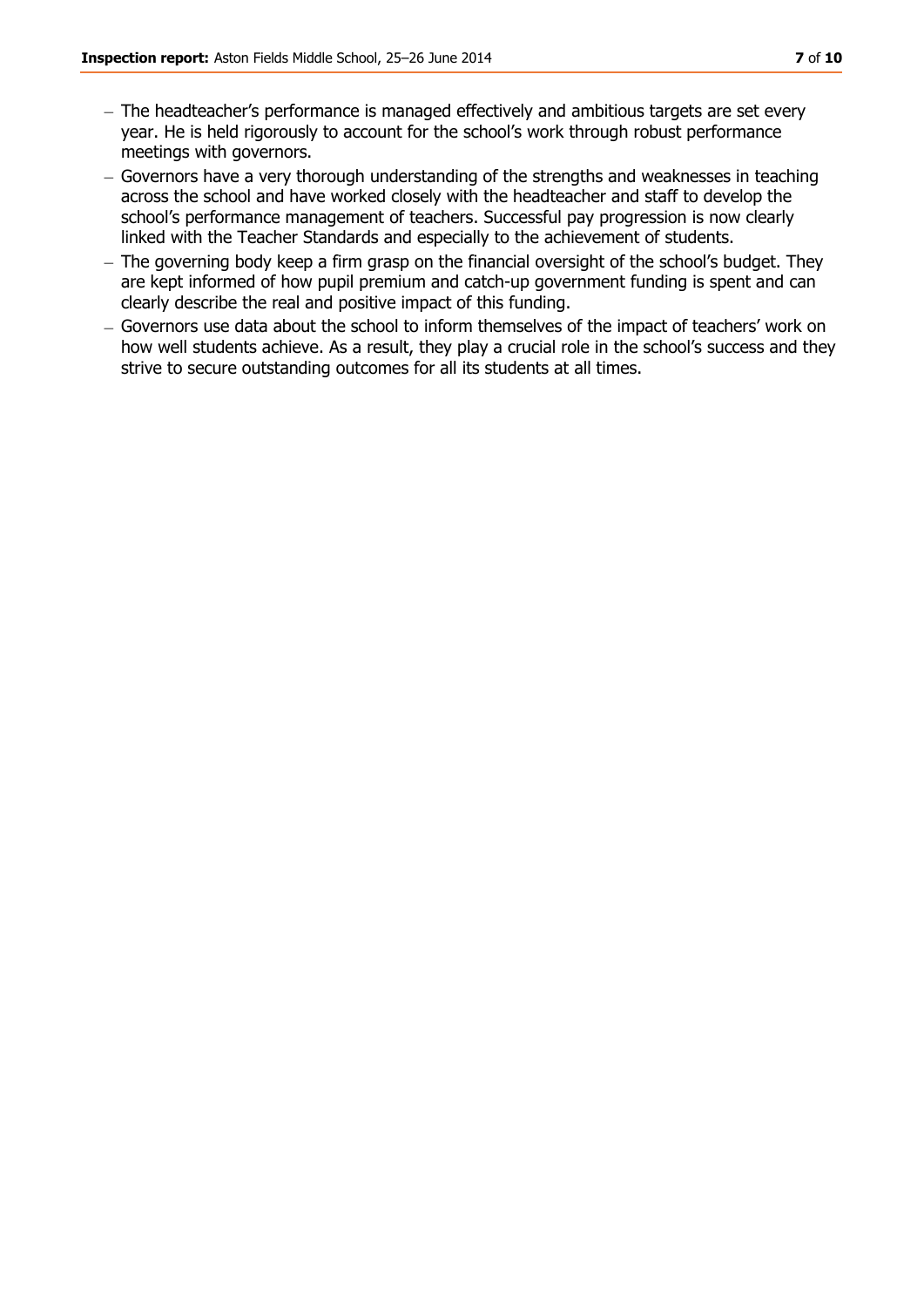- The headteacher's performance is managed effectively and ambitious targets are set every year. He is held rigorously to account for the school's work through robust performance meetings with governors.
- Governors have a very thorough understanding of the strengths and weaknesses in teaching across the school and have worked closely with the headteacher and staff to develop the school's performance management of teachers. Successful pay progression is now clearly linked with the Teacher Standards and especially to the achievement of students.
- The governing body keep a firm grasp on the financial oversight of the school's budget. They are kept informed of how pupil premium and catch-up government funding is spent and can clearly describe the real and positive impact of this funding.
- Governors use data about the school to inform themselves of the impact of teachers' work on how well students achieve. As a result, they play a crucial role in the school's success and they strive to secure outstanding outcomes for all its students at all times.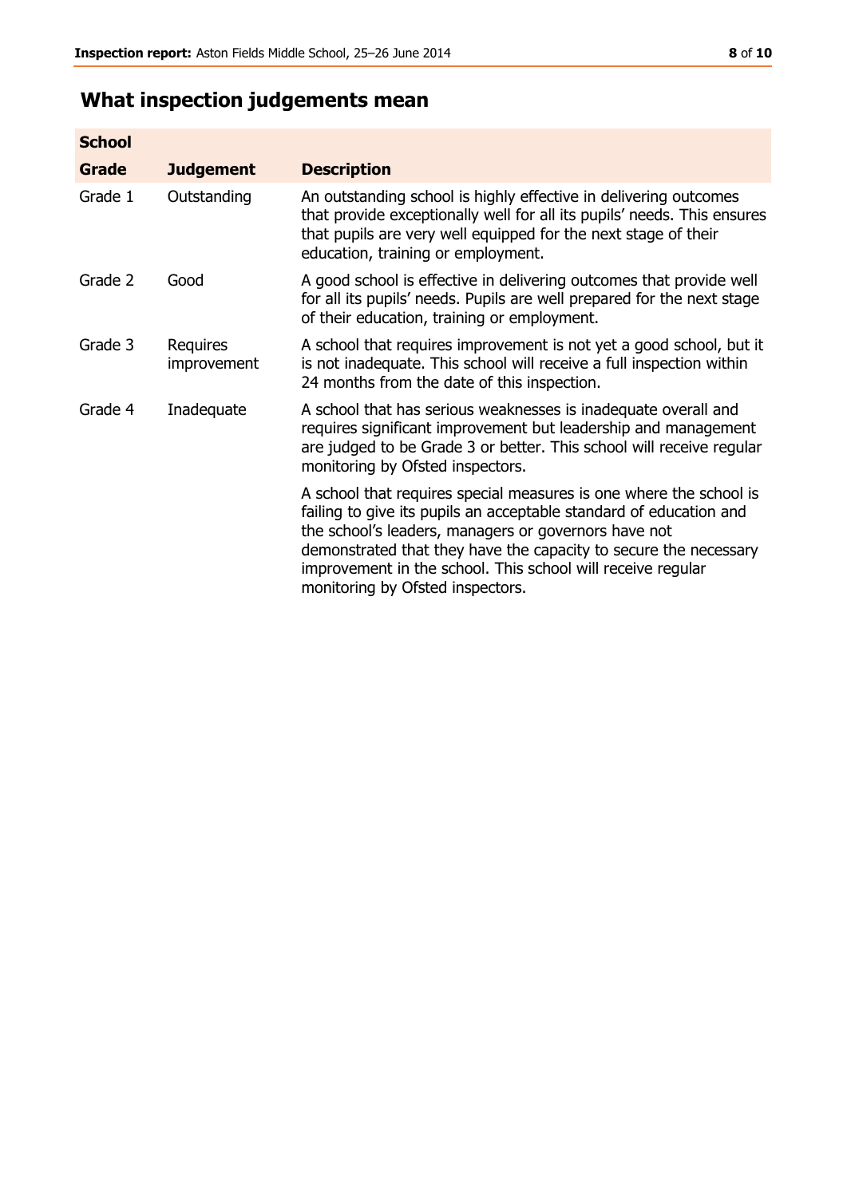# What inspection judgements mean

| School | | |
|---|---|---|
| **Grade** | **Judgement** | **Description** |
| Grade 1 | Outstanding | An outstanding school is highly effective in delivering outcomes that provide exceptionally well for all its pupils' needs. This ensures that pupils are very well equipped for the next stage of their education, training or employment. |
| Grade 2 | Good | A good school is effective in delivering outcomes that provide well for all its pupils' needs. Pupils are well prepared for the next stage of their education, training or employment. |
| Grade 3 | Requires improvement | A school that requires improvement is not yet a good school, but it is not inadequate. This school will receive a full inspection within 24 months from the date of this inspection. |
| Grade 4 | Inadequate | A school that has serious weaknesses is inadequate overall and requires significant improvement but leadership and management are judged to be Grade 3 or better. This school will receive regular monitoring by Ofsted inspectors. |
| | | A school that requires special measures is one where the school is failing to give its pupils an acceptable standard of education and the school's leaders, managers or governors have not demonstrated that they have the capacity to secure the necessary improvement in the school. This school will receive regular monitoring by Ofsted inspectors. |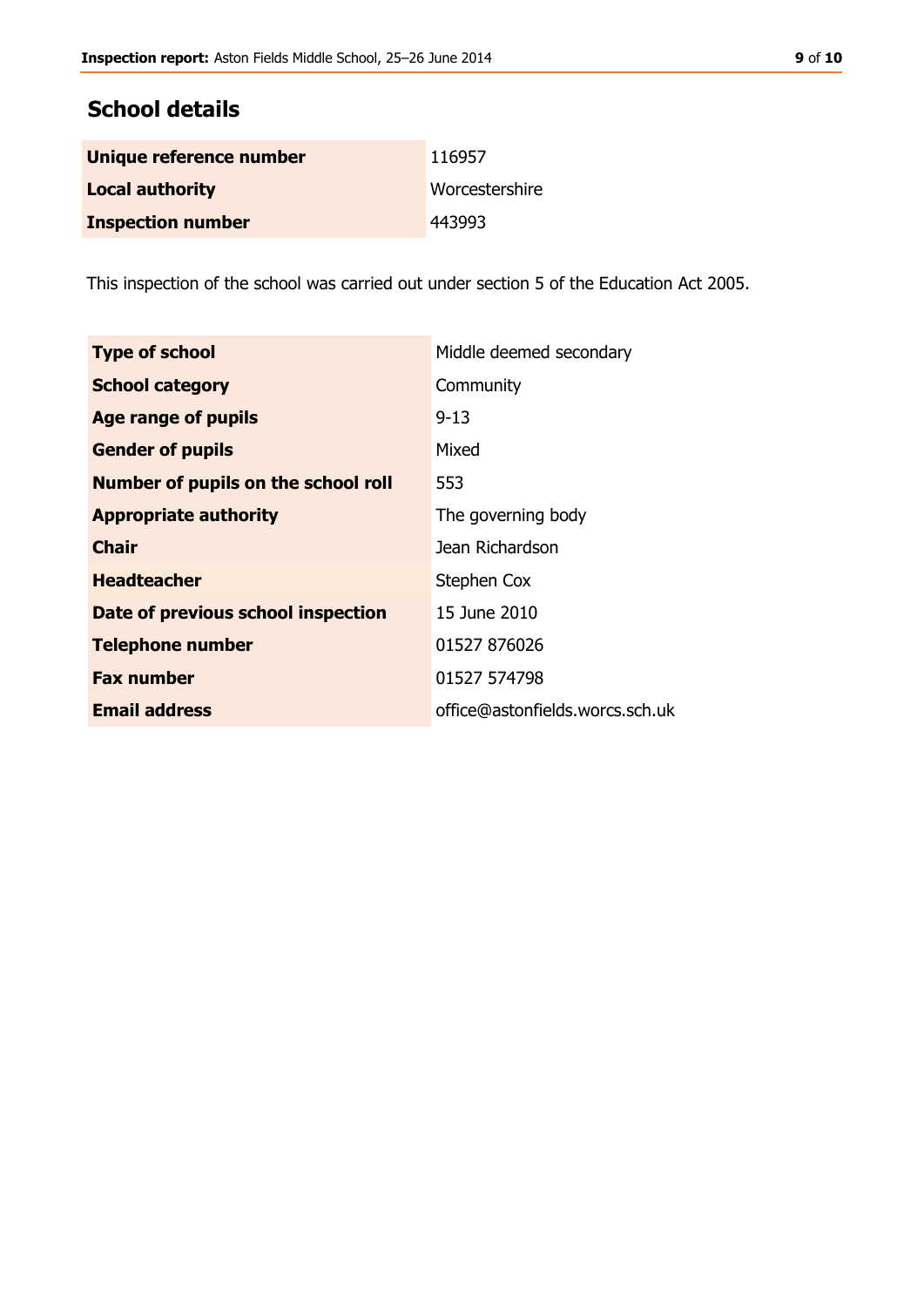## School details

| | |
|---|---|
| **Unique reference number** | 116957 |
| **Local authority** | Worcestershire |
| **Inspection number** | 443993 |

This inspection of the school was carried out under section 5 of the Education Act 2005.

| | |
|---|---|
| **Type of school** | Middle deemed secondary |
| **School category** | Community |
| **Age range of pupils** | 9-13 |
| **Gender of pupils** | Mixed |
| **Number of pupils on the school roll** | 553 |
| **Appropriate authority** | The governing body |
| **Chair** | Jean Richardson |
| **Headteacher** | Stephen Cox |
| **Date of previous school inspection** | 15 June 2010 |
| **Telephone number** | 01527 876026 |
| **Fax number** | 01527 574798 |
| **Email address** | office@astonfields.worcs.sch.uk |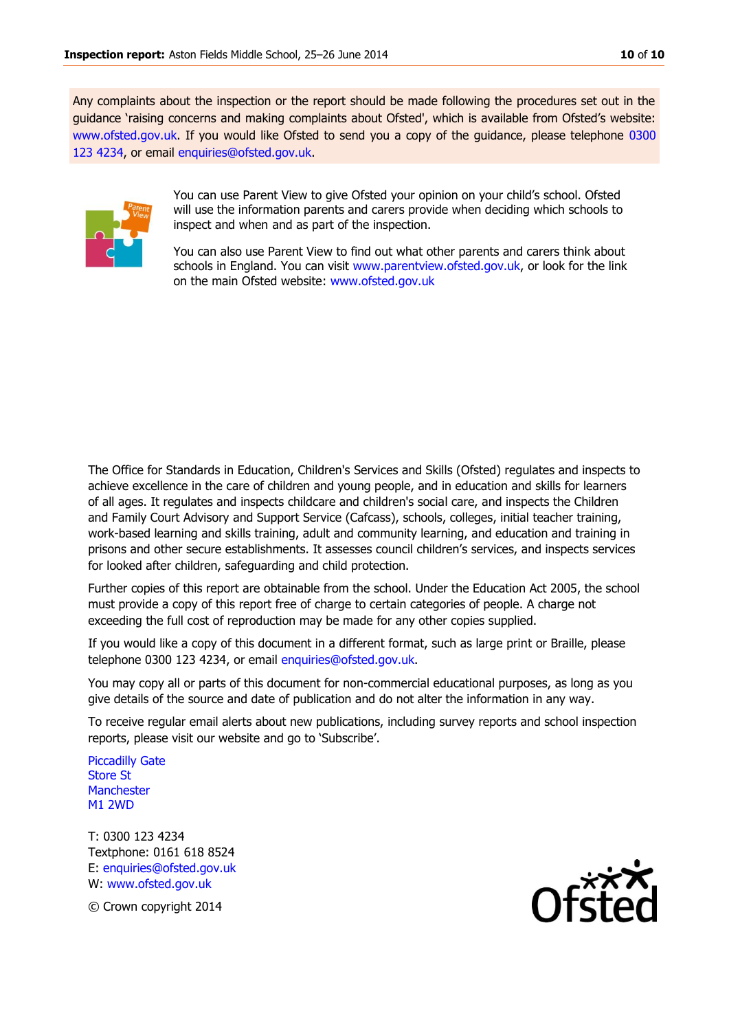Any complaints about the inspection or the report should be made following the procedures set out in the guidance 'raising concerns and making complaints about Ofsted', which is available from Ofsted's website: www.ofsted.gov.uk. If you would like Ofsted to send you a copy of the guidance, please telephone 0300 123 4234, or email enquiries@ofsted.gov.uk.

You can use Parent View to give Ofsted your opinion on your child's school. Ofsted will use the information parents and carers provide when deciding which schools to inspect and when and as part of the inspection.

You can also use Parent View to find out what other parents and carers think about schools in England. You can visit www.parentview.ofsted.gov.uk, or look for the link on the main Ofsted website: www.ofsted.gov.uk

The Office for Standards in Education, Children's Services and Skills (Ofsted) regulates and inspects to achieve excellence in the care of children and young people, and in education and skills for learners of all ages. It regulates and inspects childcare and children's social care, and inspects the Children and Family Court Advisory and Support Service (Cafcass), schools, colleges, initial teacher training, work-based learning and skills training, adult and community learning, and education and training in prisons and other secure establishments. It assesses council children's services, and inspects services for looked after children, safeguarding and child protection.

Further copies of this report are obtainable from the school. Under the Education Act 2005, the school must provide a copy of this report free of charge to certain categories of people. A charge not exceeding the full cost of reproduction may be made for any other copies supplied.

If you would like a copy of this document in a different format, such as large print or Braille, please telephone 0300 123 4234, or email enquiries@ofsted.gov.uk.

You may copy all or parts of this document for non-commercial educational purposes, as long as you give details of the source and date of publication and do not alter the information in any way.

To receive regular email alerts about new publications, including survey reports and school inspection reports, please visit our website and go to 'Subscribe'.

Piccadilly Gate
Store St
Manchester
M1 2WD

T: 0300 123 4234
Textphone: 0161 618 8524
E: enquiries@ofsted.gov.uk
W: www.ofsted.gov.uk

© Crown copyright 2014